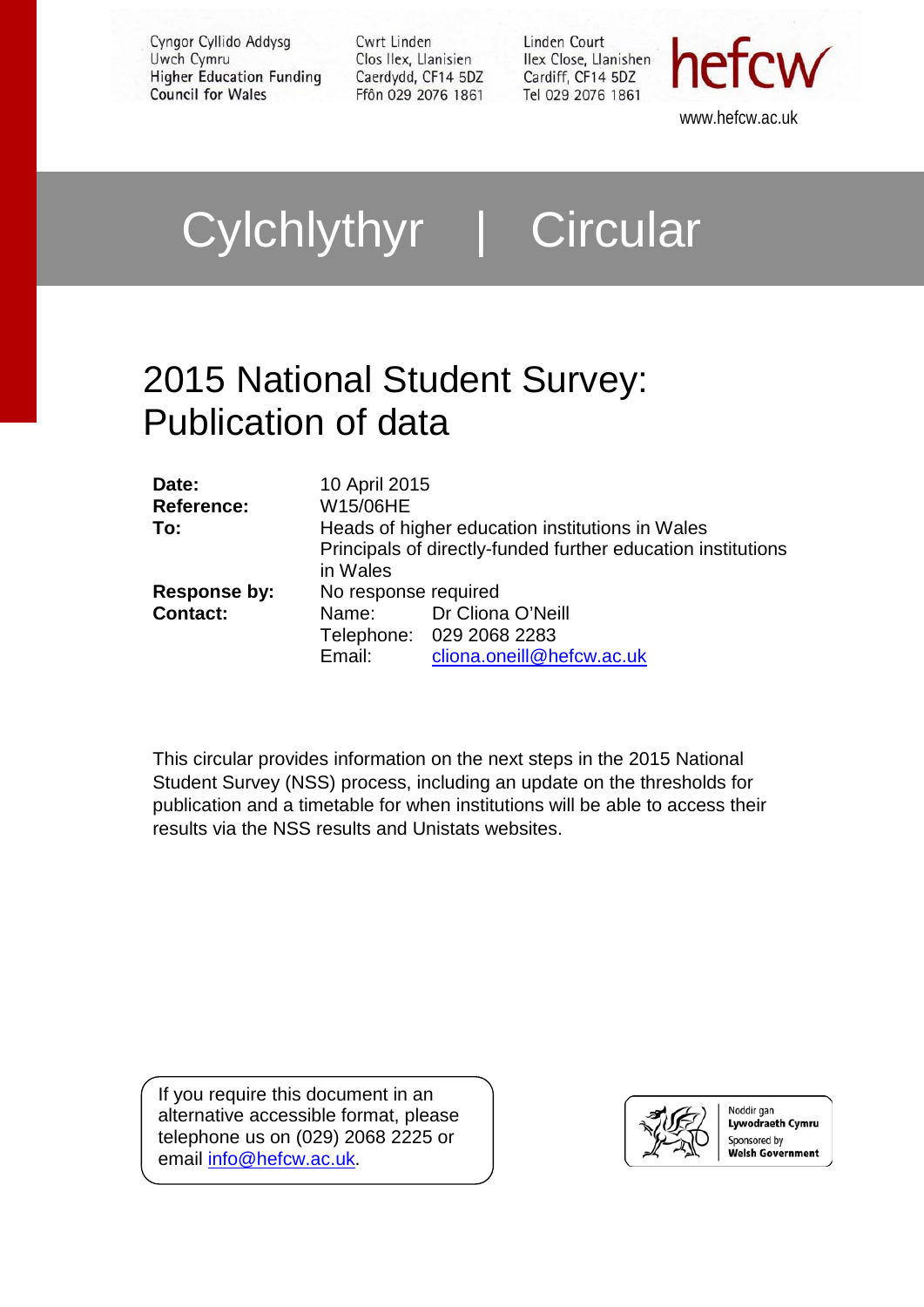Cyngor Cyllido Addysg Uwch Cymru
Higher Education Funding Council for Wales

Cwrt Linden
Clos Ilex, Llanisien
Caerdydd, CF14 5DZ
Ffôn 029 2076 1861

Linden Court
Ilex Close, Llanishen
Cardiff, CF14 5DZ
Tel 029 2076 1861

hefcw

www.hefcw.ac.uk

# Cylchlythyr | Circular

## 2015 National Student Survey: Publication of data

| | | |
|---|---|---|
| **Date:** | 10 April 2015 | |
| **Reference:** | W15/06HE | |
| **To:** | Heads of higher education institutions in Wales<br>Principals of directly-funded further education institutions in Wales | |
| **Response by:** | No response required | |
| **Contact:** | Name: | Dr Cliona O'Neill |
| | Telephone: | 029 2068 2283 |
| | Email: | cliona.oneill@hefcw.ac.uk |

This circular provides information on the next steps in the 2015 National Student Survey (NSS) process, including an update on the thresholds for publication and a timetable for when institutions will be able to access their results via the NSS results and Unistats websites.

If you require this document in an alternative accessible format, please telephone us on (029) 2068 2225 or email info@hefcw.ac.uk.

Noddir gan Lywodraeth Cymru
Sponsored by Welsh Government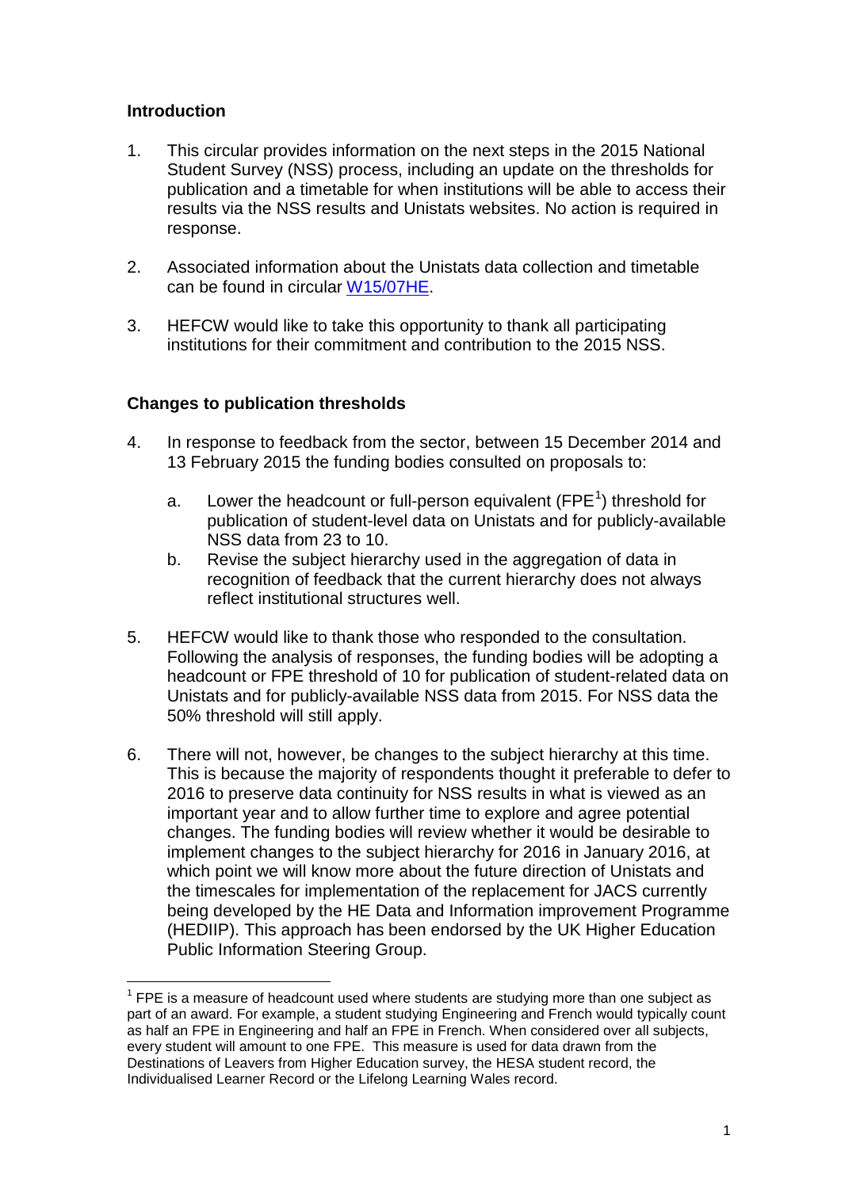## Introduction

1. This circular provides information on the next steps in the 2015 National Student Survey (NSS) process, including an update on the thresholds for publication and a timetable for when institutions will be able to access their results via the NSS results and Unistats websites. No action is required in response.

2. Associated information about the Unistats data collection and timetable can be found in circular W15/07HE.

3. HEFCW would like to take this opportunity to thank all participating institutions for their commitment and contribution to the 2015 NSS.

## Changes to publication thresholds

4. In response to feedback from the sector, between 15 December 2014 and 13 February 2015 the funding bodies consulted on proposals to:

   a. Lower the headcount or full-person equivalent (FPE[1]) threshold for publication of student-level data on Unistats and for publicly-available NSS data from 23 to 10.

   b. Revise the subject hierarchy used in the aggregation of data in recognition of feedback that the current hierarchy does not always reflect institutional structures well.

5. HEFCW would like to thank those who responded to the consultation. Following the analysis of responses, the funding bodies will be adopting a headcount or FPE threshold of 10 for publication of student-related data on Unistats and for publicly-available NSS data from 2015. For NSS data the 50% threshold will still apply.

6. There will not, however, be changes to the subject hierarchy at this time. This is because the majority of respondents thought it preferable to defer to 2016 to preserve data continuity for NSS results in what is viewed as an important year and to allow further time to explore and agree potential changes. The funding bodies will review whether it would be desirable to implement changes to the subject hierarchy for 2016 in January 2016, at which point we will know more about the future direction of Unistats and the timescales for implementation of the replacement for JACS currently being developed by the HE Data and Information improvement Programme (HEDIIP). This approach has been endorsed by the UK Higher Education Public Information Steering Group.

[1] FPE is a measure of headcount used where students are studying more than one subject as part of an award. For example, a student studying Engineering and French would typically count as half an FPE in Engineering and half an FPE in French. When considered over all subjects, every student will amount to one FPE. This measure is used for data drawn from the Destinations of Leavers from Higher Education survey, the HESA student record, the Individualised Learner Record or the Lifelong Learning Wales record.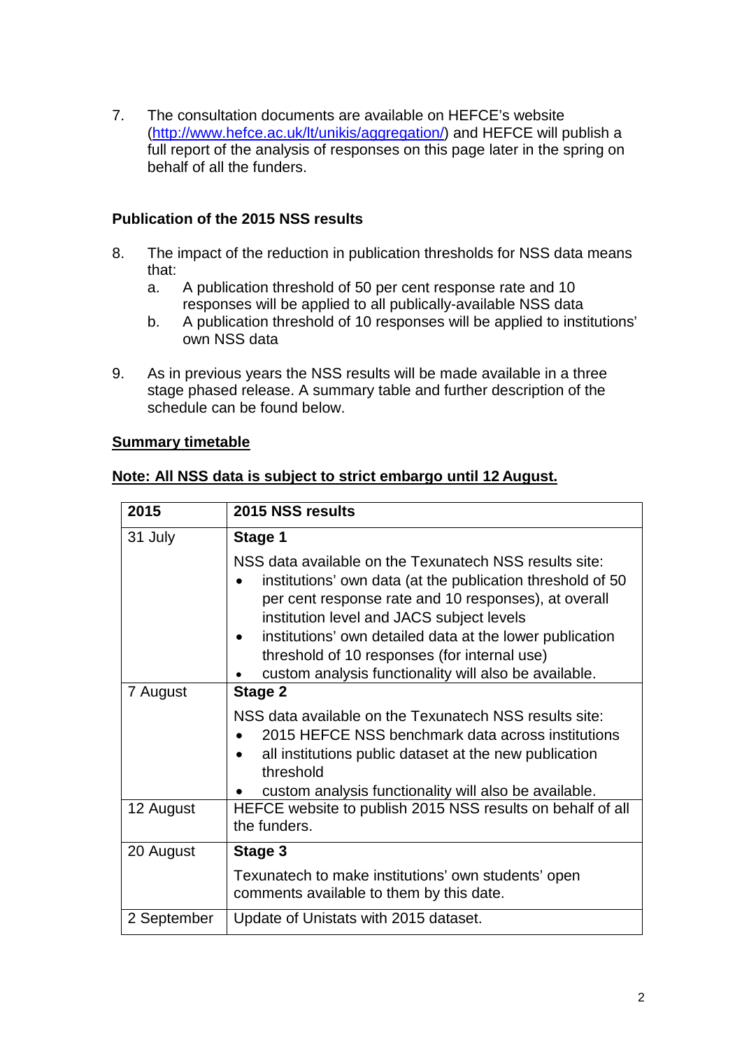7. The consultation documents are available on HEFCE's website (http://www.hefce.ac.uk/lt/unikis/aggregation/) and HEFCE will publish a full report of the analysis of responses on this page later in the spring on behalf of all the funders.

**Publication of the 2015 NSS results**

8. The impact of the reduction in publication thresholds for NSS data means that:
   a. A publication threshold of 50 per cent response rate and 10 responses will be applied to all publically-available NSS data
   b. A publication threshold of 10 responses will be applied to institutions' own NSS data

9. As in previous years the NSS results will be made available in a three stage phased release. A summary table and further description of the schedule can be found below.

**Summary timetable**

**Note: All NSS data is subject to strict embargo until 12 August.**

| 2015 | 2015 NSS results |
|---|---|
| 31 July | **Stage 1**<br><br>NSS data available on the Texunatech NSS results site:<br>• institutions' own data (at the publication threshold of 50 per cent response rate and 10 responses), at overall institution level and JACS subject levels<br>• institutions' own detailed data at the lower publication threshold of 10 responses (for internal use)<br>• custom analysis functionality will also be available. |
| 7 August | **Stage 2**<br><br>NSS data available on the Texunatech NSS results site:<br>• 2015 HEFCE NSS benchmark data across institutions<br>• all institutions public dataset at the new publication threshold<br>• custom analysis functionality will also be available. |
| 12 August | HEFCE website to publish 2015 NSS results on behalf of all the funders. |
| 20 August | **Stage 3**<br><br>Texunatech to make institutions' own students' open comments available to them by this date. |
| 2 September | Update of Unistats with 2015 dataset. |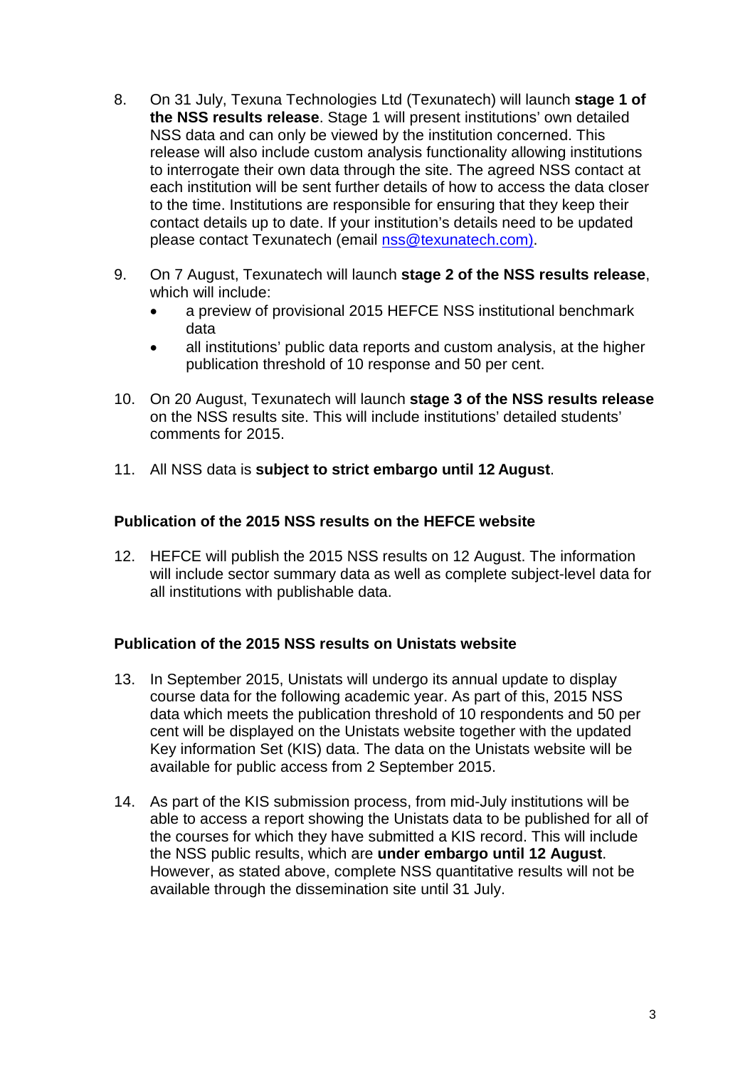8. On 31 July, Texuna Technologies Ltd (Texunatech) will launch **stage 1 of the NSS results release**. Stage 1 will present institutions' own detailed NSS data and can only be viewed by the institution concerned. This release will also include custom analysis functionality allowing institutions to interrogate their own data through the site. The agreed NSS contact at each institution will be sent further details of how to access the data closer to the time. Institutions are responsible for ensuring that they keep their contact details up to date. If your institution's details need to be updated please contact Texunatech (email nss@texunatech.com).

9. On 7 August, Texunatech will launch **stage 2 of the NSS results release**, which will include:
   - a preview of provisional 2015 HEFCE NSS institutional benchmark data
   - all institutions' public data reports and custom analysis, at the higher publication threshold of 10 response and 50 per cent.

10. On 20 August, Texunatech will launch **stage 3 of the NSS results release** on the NSS results site. This will include institutions' detailed students' comments for 2015.

11. All NSS data is **subject to strict embargo until 12 August**.

### Publication of the 2015 NSS results on the HEFCE website

12. HEFCE will publish the 2015 NSS results on 12 August. The information will include sector summary data as well as complete subject-level data for all institutions with publishable data.

### Publication of the 2015 NSS results on Unistats website

13. In September 2015, Unistats will undergo its annual update to display course data for the following academic year. As part of this, 2015 NSS data which meets the publication threshold of 10 respondents and 50 per cent will be displayed on the Unistats website together with the updated Key information Set (KIS) data. The data on the Unistats website will be available for public access from 2 September 2015.

14. As part of the KIS submission process, from mid-July institutions will be able to access a report showing the Unistats data to be published for all of the courses for which they have submitted a KIS record. This will include the NSS public results, which are **under embargo until 12 August**. However, as stated above, complete NSS quantitative results will not be available through the dissemination site until 31 July.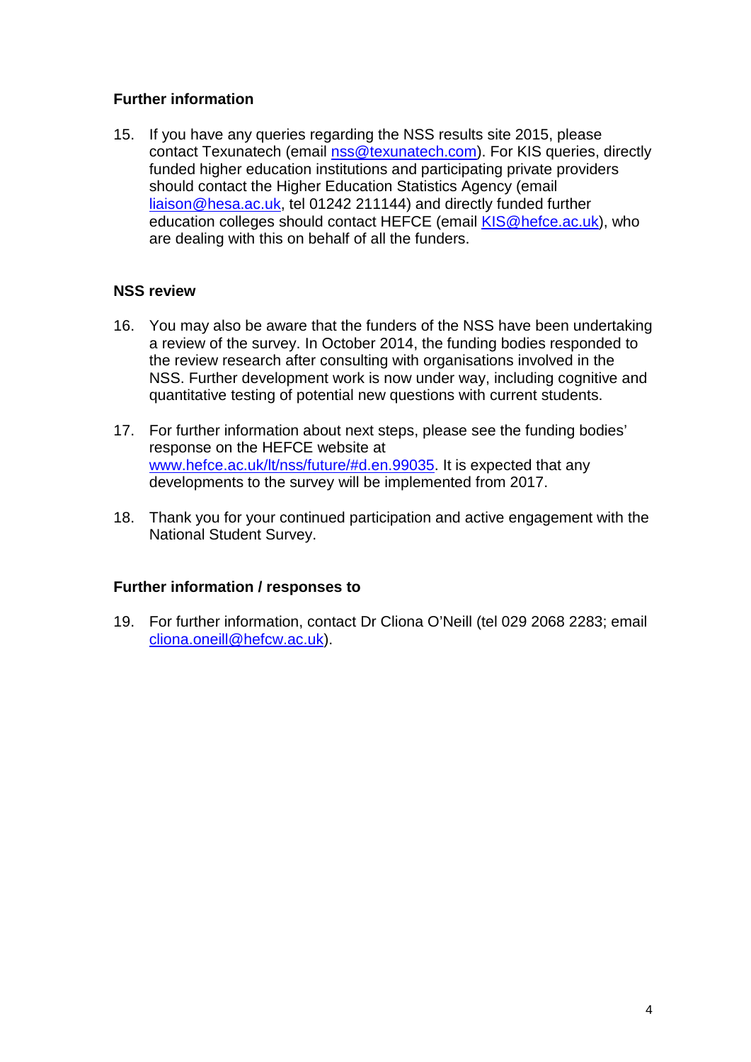**Further information**

15. If you have any queries regarding the NSS results site 2015, please contact Texunatech (email nss@texunatech.com). For KIS queries, directly funded higher education institutions and participating private providers should contact the Higher Education Statistics Agency (email liaison@hesa.ac.uk, tel 01242 211144) and directly funded further education colleges should contact HEFCE (email KIS@hefce.ac.uk), who are dealing with this on behalf of all the funders.

**NSS review**

16. You may also be aware that the funders of the NSS have been undertaking a review of the survey. In October 2014, the funding bodies responded to the review research after consulting with organisations involved in the NSS. Further development work is now under way, including cognitive and quantitative testing of potential new questions with current students.

17. For further information about next steps, please see the funding bodies' response on the HEFCE website at www.hefce.ac.uk/lt/nss/future/#d.en.99035. It is expected that any developments to the survey will be implemented from 2017.

18. Thank you for your continued participation and active engagement with the National Student Survey.

**Further information / responses to**

19. For further information, contact Dr Cliona O'Neill (tel 029 2068 2283; email cliona.oneill@hefcw.ac.uk).